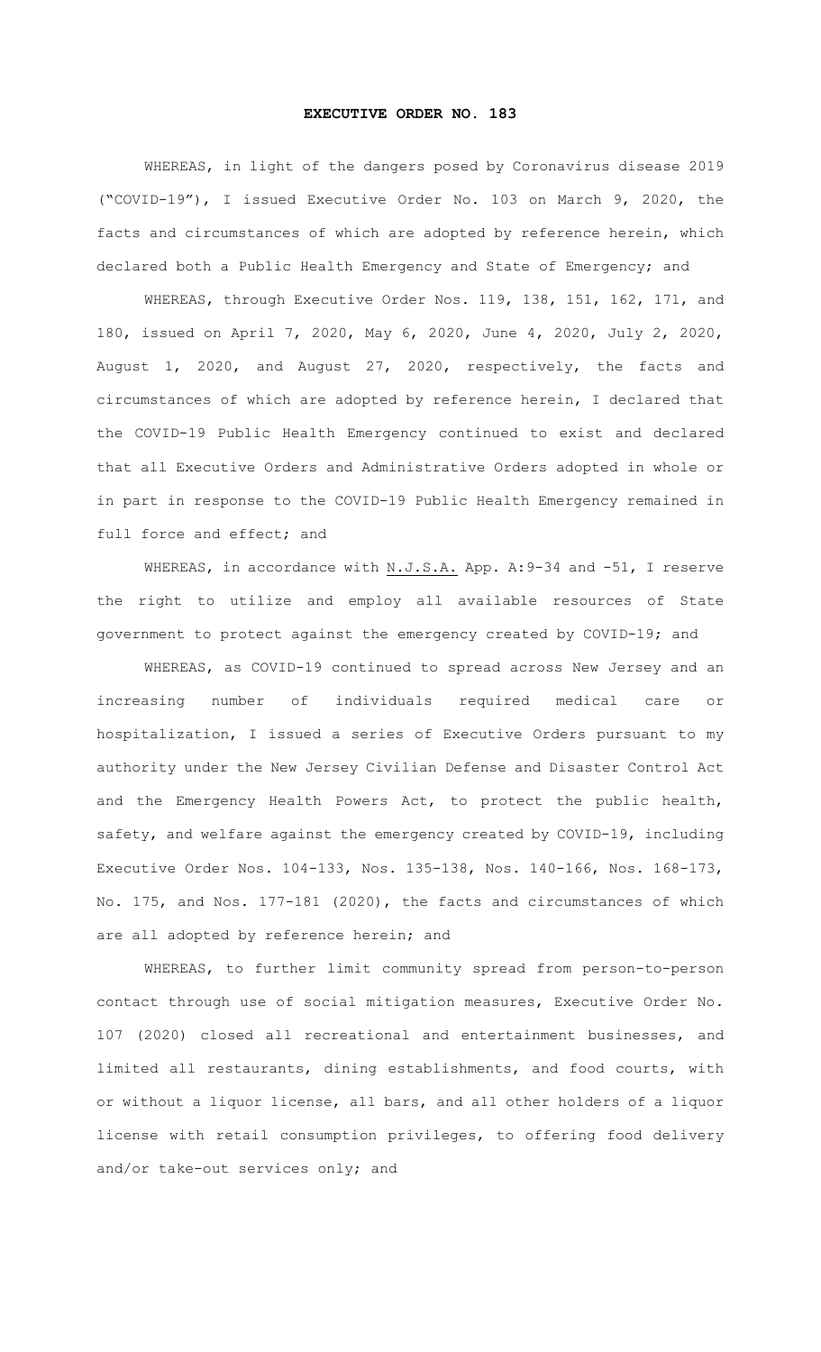# EXECUTIVE ORDER NO. 183

WHEREAS, in light of the dangers posed by Coronavirus disease 2019 ("COVID-19"), I issued Executive Order No. 103 on March 9, 2020, the facts and circumstances of which are adopted by reference herein, which declared both a Public Health Emergency and State of Emergency; and

WHEREAS, through Executive Order Nos. 119, 138, 151, 162, 171, and 180, issued on April 7, 2020, May 6, 2020, June 4, 2020, July 2, 2020, August 1, 2020, and August 27, 2020, respectively, the facts and circumstances of which are adopted by reference herein, I declared that the COVID-19 Public Health Emergency continued to exist and declared that all Executive Orders and Administrative Orders adopted in whole or in part in response to the COVID-19 Public Health Emergency remained in full force and effect; and

WHEREAS, in accordance with N.J.S.A. App. A:9-34 and -51, I reserve the right to utilize and employ all available resources of State government to protect against the emergency created by COVID-19; and

WHEREAS, as COVID-19 continued to spread across New Jersey and an increasing number of individuals required medical care or hospitalization, I issued a series of Executive Orders pursuant to my authority under the New Jersey Civilian Defense and Disaster Control Act and the Emergency Health Powers Act, to protect the public health, safety, and welfare against the emergency created by COVID-19, including Executive Order Nos. 104-133, Nos. 135-138, Nos. 140-166, Nos. 168-173, No. 175, and Nos. 177-181 (2020), the facts and circumstances of which are all adopted by reference herein; and

WHEREAS, to further limit community spread from person-to-person contact through use of social mitigation measures, Executive Order No. 107 (2020) closed all recreational and entertainment businesses, and limited all restaurants, dining establishments, and food courts, with or without a liquor license, all bars, and all other holders of a liquor license with retail consumption privileges, to offering food delivery and/or take-out services only; and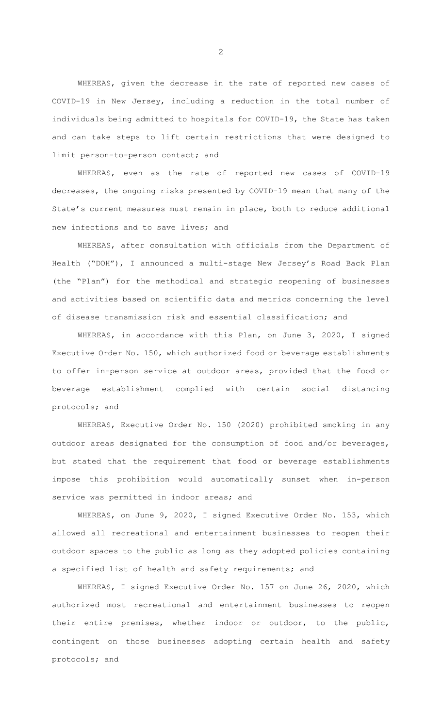WHEREAS, given the decrease in the rate of reported new cases of COVID-19 in New Jersey, including a reduction in the total number of individuals being admitted to hospitals for COVID-19, the State has taken and can take steps to lift certain restrictions that were designed to limit person-to-person contact; and

WHEREAS, even as the rate of reported new cases of COVID-19 decreases, the ongoing risks presented by COVID-19 mean that many of the State's current measures must remain in place, both to reduce additional new infections and to save lives; and

WHEREAS, after consultation with officials from the Department of Health ("DOH"), I announced a multi-stage New Jersey's Road Back Plan (the "Plan") for the methodical and strategic reopening of businesses and activities based on scientific data and metrics concerning the level of disease transmission risk and essential classification; and

WHEREAS, in accordance with this Plan, on June 3, 2020, I signed Executive Order No. 150, which authorized food or beverage establishments to offer in-person service at outdoor areas, provided that the food or beverage establishment complied with certain social distancing protocols; and

WHEREAS, Executive Order No. 150 (2020) prohibited smoking in any outdoor areas designated for the consumption of food and/or beverages, but stated that the requirement that food or beverage establishments impose this prohibition would automatically sunset when in-person service was permitted in indoor areas; and

WHEREAS, on June 9, 2020, I signed Executive Order No. 153, which allowed all recreational and entertainment businesses to reopen their outdoor spaces to the public as long as they adopted policies containing a specified list of health and safety requirements; and

WHEREAS, I signed Executive Order No. 157 on June 26, 2020, which authorized most recreational and entertainment businesses to reopen their entire premises, whether indoor or outdoor, to the public, contingent on those businesses adopting certain health and safety protocols; and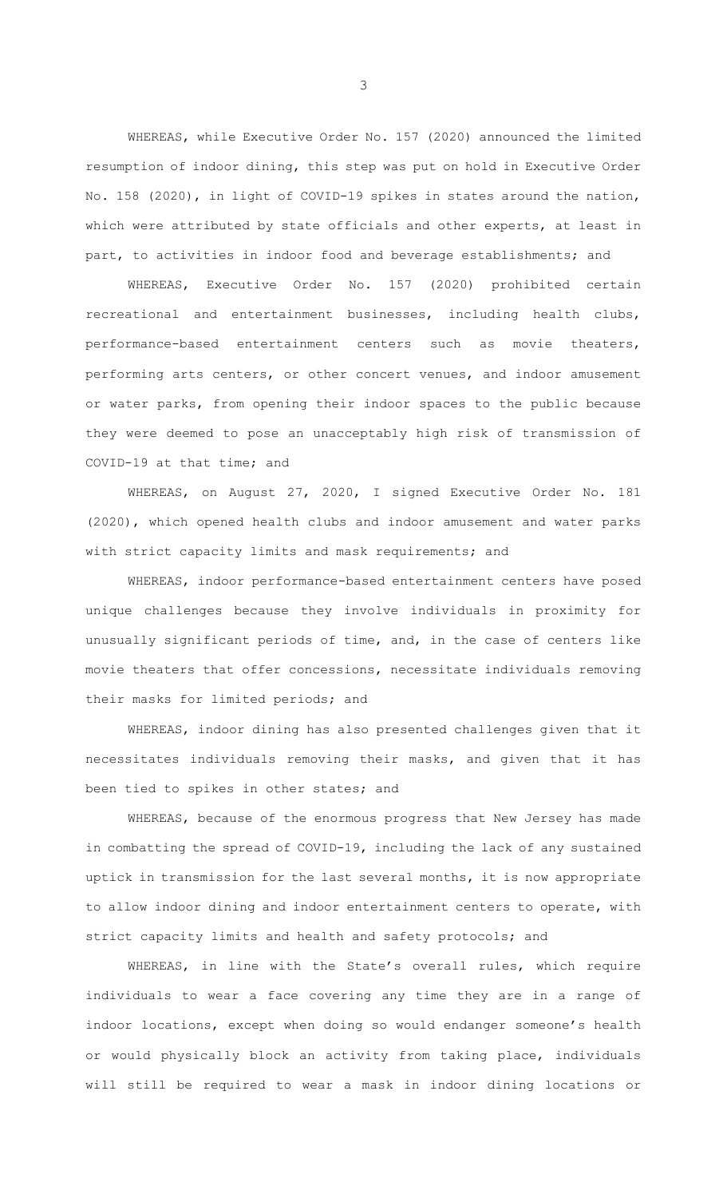WHEREAS, while Executive Order No. 157 (2020) announced the limited resumption of indoor dining, this step was put on hold in Executive Order No. 158 (2020), in light of COVID-19 spikes in states around the nation, which were attributed by state officials and other experts, at least in part, to activities in indoor food and beverage establishments; and

WHEREAS, Executive Order No. 157 (2020) prohibited certain recreational and entertainment businesses, including health clubs, performance-based entertainment centers such as movie theaters, performing arts centers, or other concert venues, and indoor amusement or water parks, from opening their indoor spaces to the public because they were deemed to pose an unacceptably high risk of transmission of COVID-19 at that time; and

WHEREAS, on August 27, 2020, I signed Executive Order No. 181 (2020), which opened health clubs and indoor amusement and water parks with strict capacity limits and mask requirements; and

WHEREAS, indoor performance-based entertainment centers have posed unique challenges because they involve individuals in proximity for unusually significant periods of time, and, in the case of centers like movie theaters that offer concessions, necessitate individuals removing their masks for limited periods; and

WHEREAS, indoor dining has also presented challenges given that it necessitates individuals removing their masks, and given that it has been tied to spikes in other states; and

WHEREAS, because of the enormous progress that New Jersey has made in combatting the spread of COVID-19, including the lack of any sustained uptick in transmission for the last several months, it is now appropriate to allow indoor dining and indoor entertainment centers to operate, with strict capacity limits and health and safety protocols; and

WHEREAS, in line with the State's overall rules, which require individuals to wear a face covering any time they are in a range of indoor locations, except when doing so would endanger someone's health or would physically block an activity from taking place, individuals will still be required to wear a mask in indoor dining locations or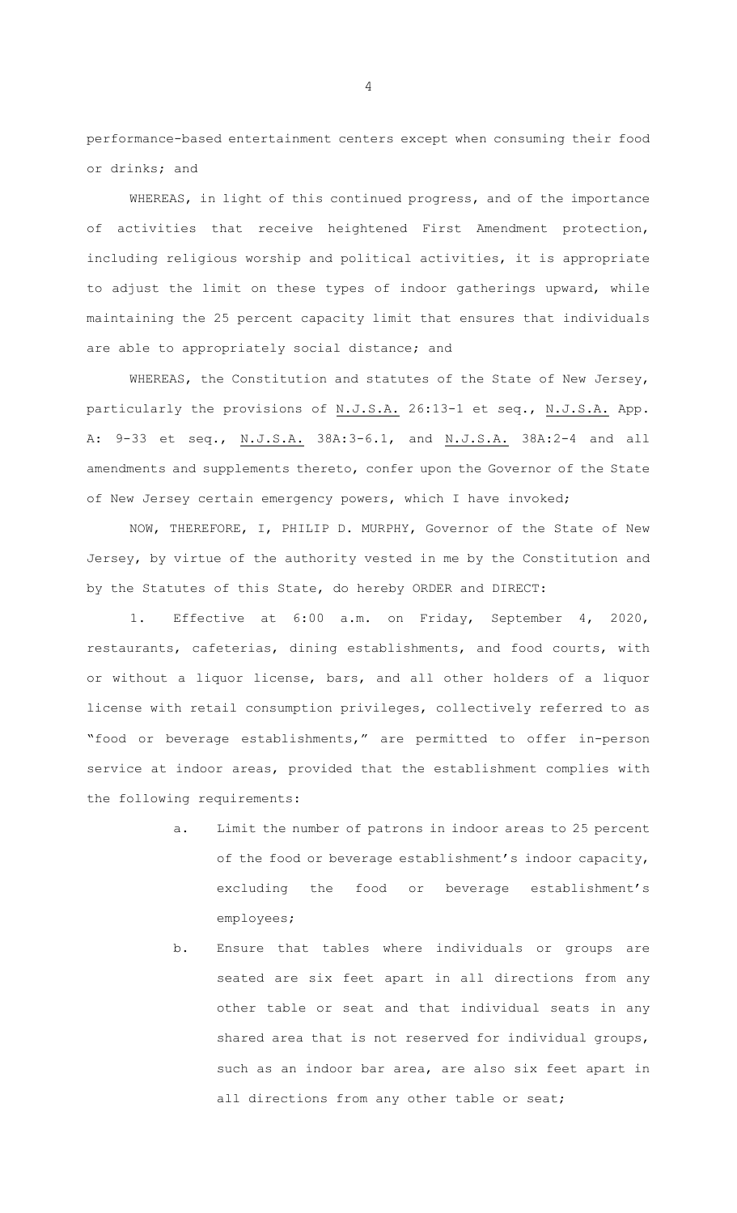performance-based entertainment centers except when consuming their food or drinks; and

WHEREAS, in light of this continued progress, and of the importance of activities that receive heightened First Amendment protection, including religious worship and political activities, it is appropriate to adjust the limit on these types of indoor gatherings upward, while maintaining the 25 percent capacity limit that ensures that individuals are able to appropriately social distance; and

WHEREAS, the Constitution and statutes of the State of New Jersey, particularly the provisions of N.J.S.A. 26:13-1 et seq., N.J.S.A. App. A: 9-33 et seq., N.J.S.A. 38A:3-6.1, and N.J.S.A. 38A:2-4 and all amendments and supplements thereto, confer upon the Governor of the State of New Jersey certain emergency powers, which I have invoked;

NOW, THEREFORE, I, PHILIP D. MURPHY, Governor of the State of New Jersey, by virtue of the authority vested in me by the Constitution and by the Statutes of this State, do hereby ORDER and DIRECT:

1. Effective at 6:00 a.m. on Friday, September 4, 2020, restaurants, cafeterias, dining establishments, and food courts, with or without a liquor license, bars, and all other holders of a liquor license with retail consumption privileges, collectively referred to as "food or beverage establishments," are permitted to offer in-person service at indoor areas, provided that the establishment complies with the following requirements:

   a. Limit the number of patrons in indoor areas to 25 percent of the food or beverage establishment's indoor capacity, excluding the food or beverage establishment's employees;

   b. Ensure that tables where individuals or groups are seated are six feet apart in all directions from any other table or seat and that individual seats in any shared area that is not reserved for individual groups, such as an indoor bar area, are also six feet apart in all directions from any other table or seat;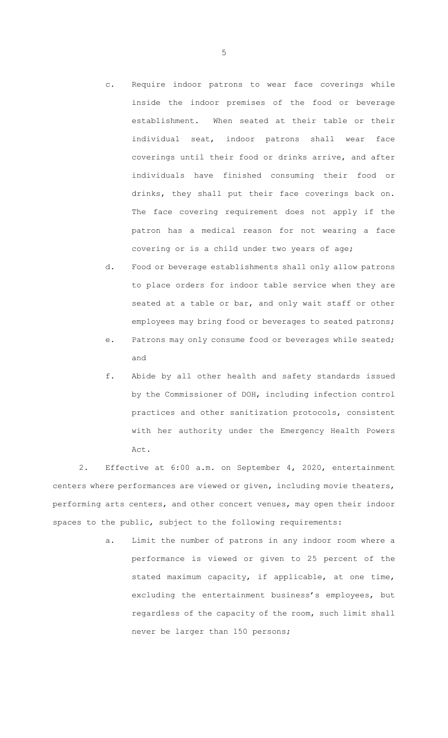c. Require indoor patrons to wear face coverings while inside the indoor premises of the food or beverage establishment. When seated at their table or their individual seat, indoor patrons shall wear face coverings until their food or drinks arrive, and after individuals have finished consuming their food or drinks, they shall put their face coverings back on. The face covering requirement does not apply if the patron has a medical reason for not wearing a face covering or is a child under two years of age;

d. Food or beverage establishments shall only allow patrons to place orders for indoor table service when they are seated at a table or bar, and only wait staff or other employees may bring food or beverages to seated patrons;

e. Patrons may only consume food or beverages while seated; and

f. Abide by all other health and safety standards issued by the Commissioner of DOH, including infection control practices and other sanitization protocols, consistent with her authority under the Emergency Health Powers Act.

2. Effective at 6:00 a.m. on September 4, 2020, entertainment centers where performances are viewed or given, including movie theaters, performing arts centers, and other concert venues, may open their indoor spaces to the public, subject to the following requirements:

a. Limit the number of patrons in any indoor room where a performance is viewed or given to 25 percent of the stated maximum capacity, if applicable, at one time, excluding the entertainment business's employees, but regardless of the capacity of the room, such limit shall never be larger than 150 persons;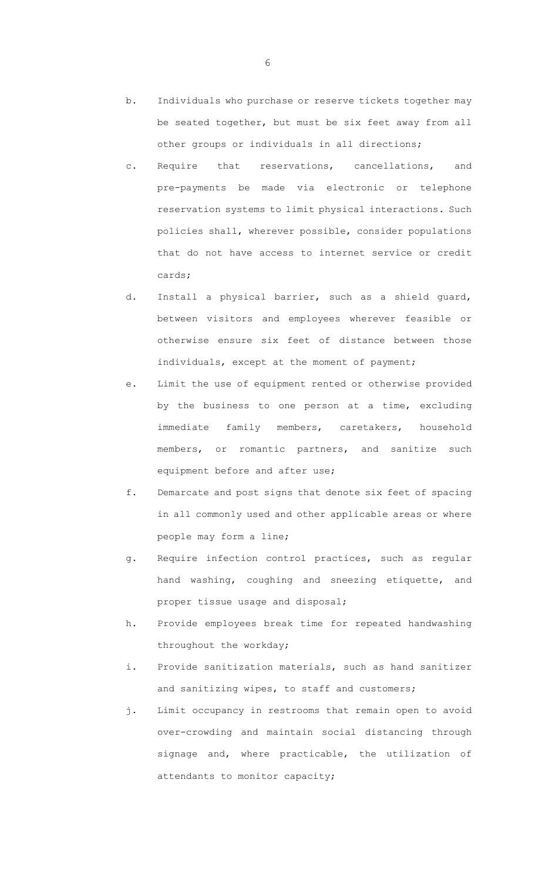b. Individuals who purchase or reserve tickets together may be seated together, but must be six feet away from all other groups or individuals in all directions;

c. Require that reservations, cancellations, and pre-payments be made via electronic or telephone reservation systems to limit physical interactions. Such policies shall, wherever possible, consider populations that do not have access to internet service or credit cards;

d. Install a physical barrier, such as a shield guard, between visitors and employees wherever feasible or otherwise ensure six feet of distance between those individuals, except at the moment of payment;

e. Limit the use of equipment rented or otherwise provided by the business to one person at a time, excluding immediate family members, caretakers, household members, or romantic partners, and sanitize such equipment before and after use;

f. Demarcate and post signs that denote six feet of spacing in all commonly used and other applicable areas or where people may form a line;

g. Require infection control practices, such as regular hand washing, coughing and sneezing etiquette, and proper tissue usage and disposal;

h. Provide employees break time for repeated handwashing throughout the workday;

i. Provide sanitization materials, such as hand sanitizer and sanitizing wipes, to staff and customers;

j. Limit occupancy in restrooms that remain open to avoid over-crowding and maintain social distancing through signage and, where practicable, the utilization of attendants to monitor capacity;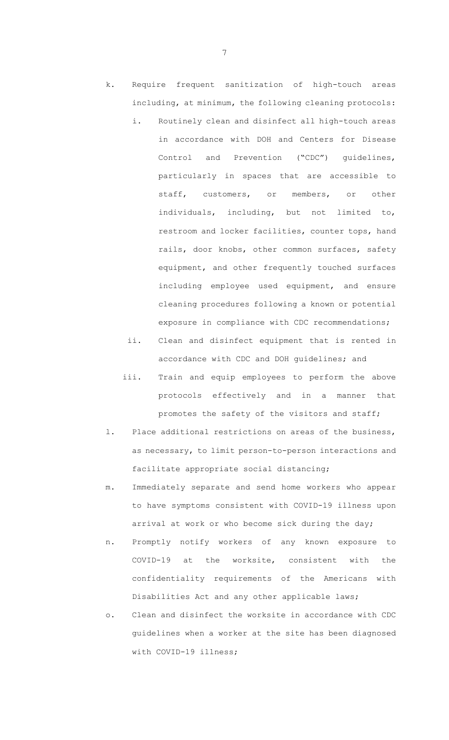k. Require frequent sanitization of high-touch areas including, at minimum, the following cleaning protocols:

   i. Routinely clean and disinfect all high-touch areas in accordance with DOH and Centers for Disease Control and Prevention ("CDC") guidelines, particularly in spaces that are accessible to staff, customers, or members, or other individuals, including, but not limited to, restroom and locker facilities, counter tops, hand rails, door knobs, other common surfaces, safety equipment, and other frequently touched surfaces including employee used equipment, and ensure cleaning procedures following a known or potential exposure in compliance with CDC recommendations;

   ii. Clean and disinfect equipment that is rented in accordance with CDC and DOH guidelines; and

   iii. Train and equip employees to perform the above protocols effectively and in a manner that promotes the safety of the visitors and staff;

l. Place additional restrictions on areas of the business, as necessary, to limit person-to-person interactions and facilitate appropriate social distancing;

m. Immediately separate and send home workers who appear to have symptoms consistent with COVID-19 illness upon arrival at work or who become sick during the day;

n. Promptly notify workers of any known exposure to COVID-19 at the worksite, consistent with the confidentiality requirements of the Americans with Disabilities Act and any other applicable laws;

o. Clean and disinfect the worksite in accordance with CDC guidelines when a worker at the site has been diagnosed with COVID-19 illness;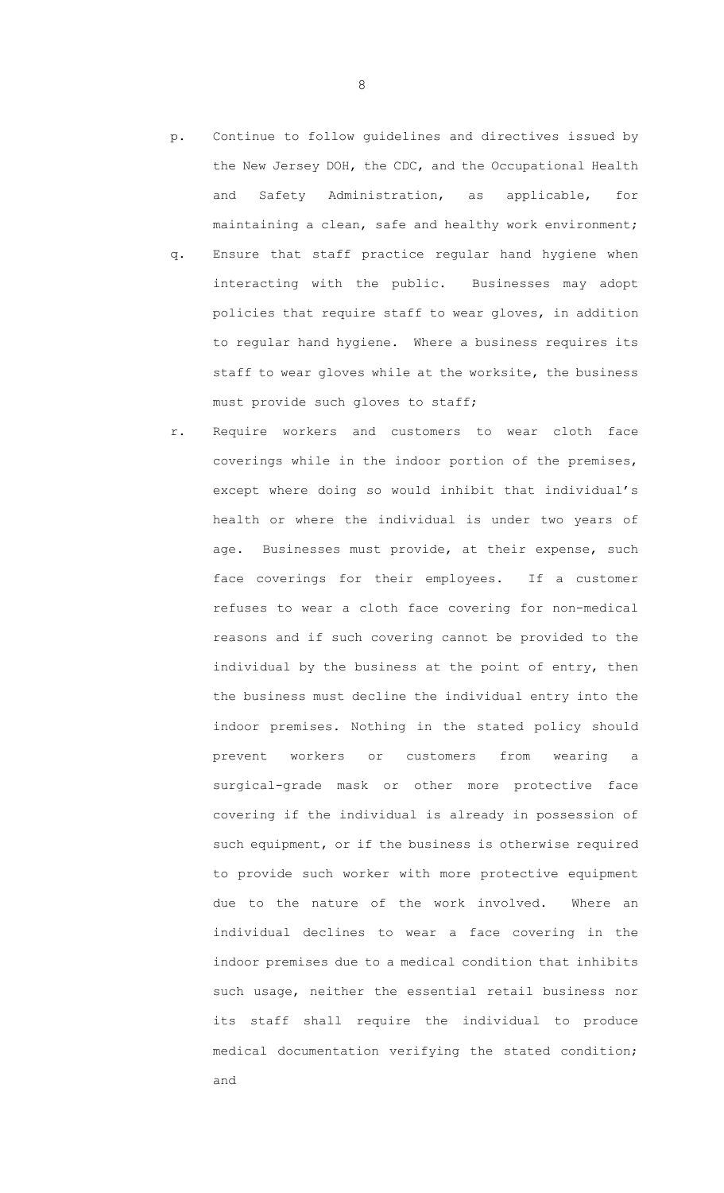p. Continue to follow guidelines and directives issued by the New Jersey DOH, the CDC, and the Occupational Health and Safety Administration, as applicable, for maintaining a clean, safe and healthy work environment;

q. Ensure that staff practice regular hand hygiene when interacting with the public. Businesses may adopt policies that require staff to wear gloves, in addition to regular hand hygiene. Where a business requires its staff to wear gloves while at the worksite, the business must provide such gloves to staff;

r. Require workers and customers to wear cloth face coverings while in the indoor portion of the premises, except where doing so would inhibit that individual's health or where the individual is under two years of age. Businesses must provide, at their expense, such face coverings for their employees. If a customer refuses to wear a cloth face covering for non-medical reasons and if such covering cannot be provided to the individual by the business at the point of entry, then the business must decline the individual entry into the indoor premises. Nothing in the stated policy should prevent workers or customers from wearing a surgical-grade mask or other more protective face covering if the individual is already in possession of such equipment, or if the business is otherwise required to provide such worker with more protective equipment due to the nature of the work involved. Where an individual declines to wear a face covering in the indoor premises due to a medical condition that inhibits such usage, neither the essential retail business nor its staff shall require the individual to produce medical documentation verifying the stated condition; and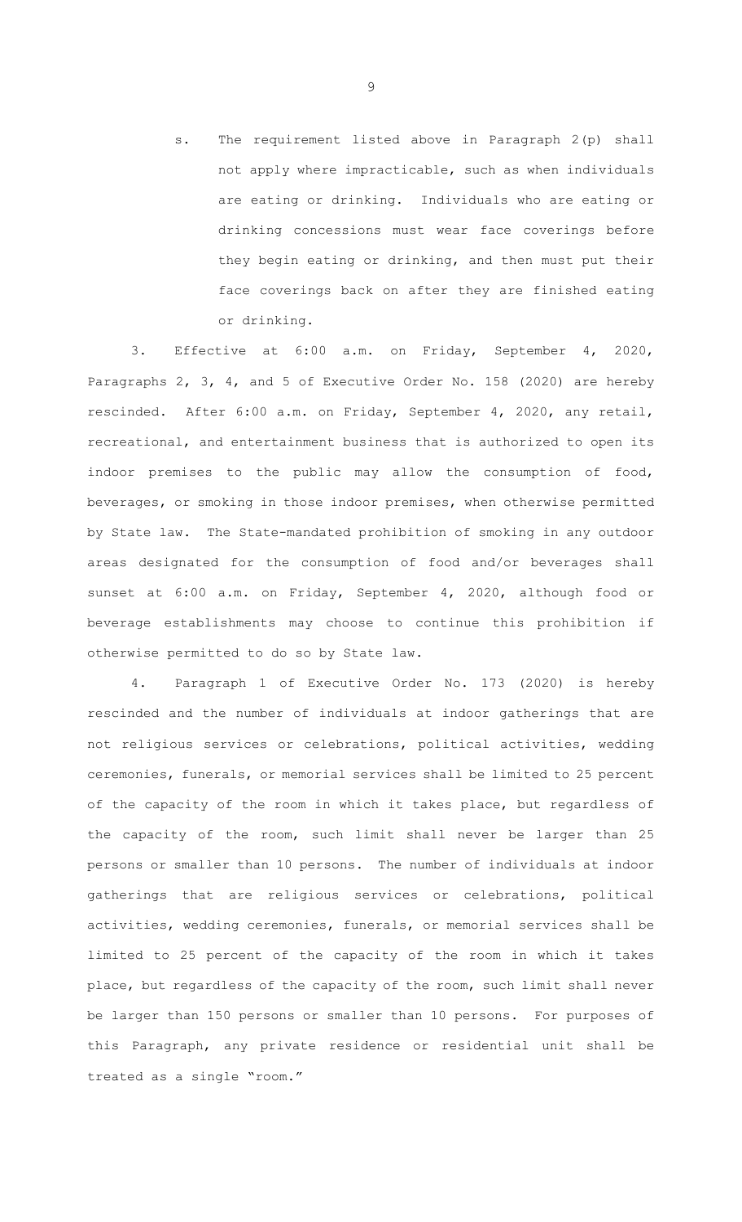s. The requirement listed above in Paragraph 2(p) shall not apply where impracticable, such as when individuals are eating or drinking. Individuals who are eating or drinking concessions must wear face coverings before they begin eating or drinking, and then must put their face coverings back on after they are finished eating or drinking.

3. Effective at 6:00 a.m. on Friday, September 4, 2020, Paragraphs 2, 3, 4, and 5 of Executive Order No. 158 (2020) are hereby rescinded. After 6:00 a.m. on Friday, September 4, 2020, any retail, recreational, and entertainment business that is authorized to open its indoor premises to the public may allow the consumption of food, beverages, or smoking in those indoor premises, when otherwise permitted by State law. The State-mandated prohibition of smoking in any outdoor areas designated for the consumption of food and/or beverages shall sunset at 6:00 a.m. on Friday, September 4, 2020, although food or beverage establishments may choose to continue this prohibition if otherwise permitted to do so by State law.

4. Paragraph 1 of Executive Order No. 173 (2020) is hereby rescinded and the number of individuals at indoor gatherings that are not religious services or celebrations, political activities, wedding ceremonies, funerals, or memorial services shall be limited to 25 percent of the capacity of the room in which it takes place, but regardless of the capacity of the room, such limit shall never be larger than 25 persons or smaller than 10 persons. The number of individuals at indoor gatherings that are religious services or celebrations, political activities, wedding ceremonies, funerals, or memorial services shall be limited to 25 percent of the capacity of the room in which it takes place, but regardless of the capacity of the room, such limit shall never be larger than 150 persons or smaller than 10 persons. For purposes of this Paragraph, any private residence or residential unit shall be treated as a single "room."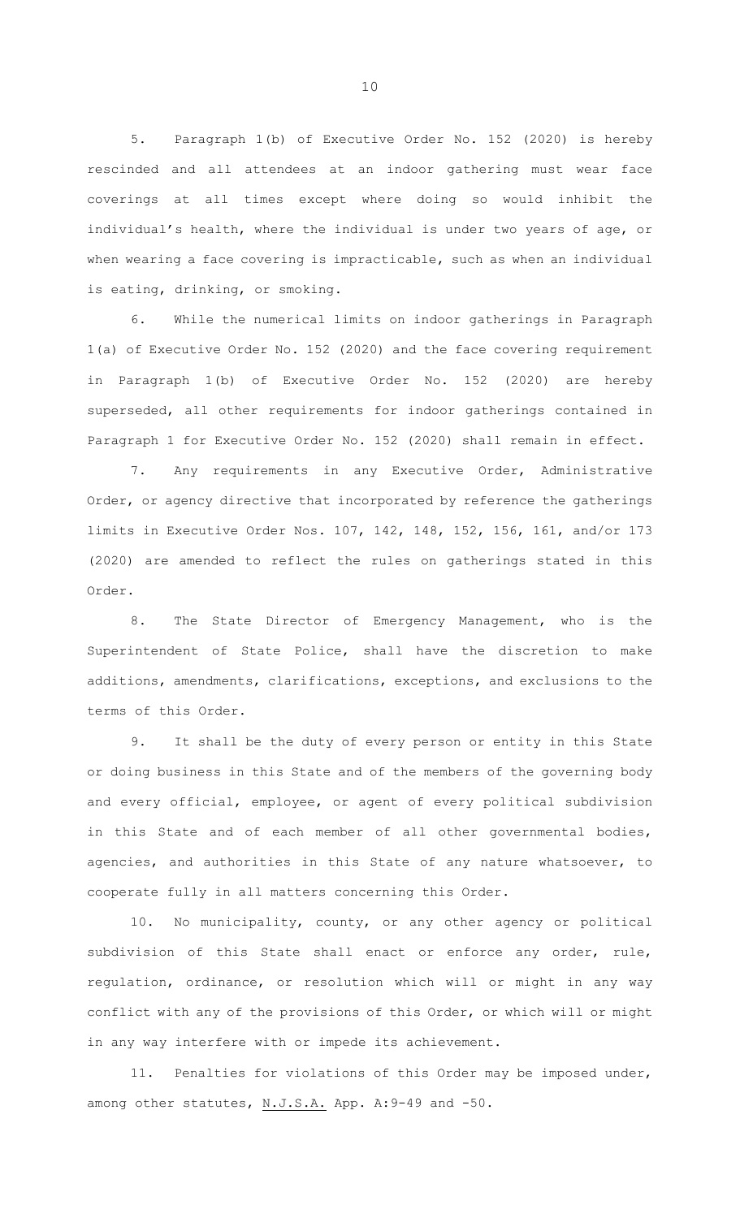5. Paragraph 1(b) of Executive Order No. 152 (2020) is hereby rescinded and all attendees at an indoor gathering must wear face coverings at all times except where doing so would inhibit the individual's health, where the individual is under two years of age, or when wearing a face covering is impracticable, such as when an individual is eating, drinking, or smoking.

6. While the numerical limits on indoor gatherings in Paragraph 1(a) of Executive Order No. 152 (2020) and the face covering requirement in Paragraph 1(b) of Executive Order No. 152 (2020) are hereby superseded, all other requirements for indoor gatherings contained in Paragraph 1 for Executive Order No. 152 (2020) shall remain in effect.

7. Any requirements in any Executive Order, Administrative Order, or agency directive that incorporated by reference the gatherings limits in Executive Order Nos. 107, 142, 148, 152, 156, 161, and/or 173 (2020) are amended to reflect the rules on gatherings stated in this Order.

8. The State Director of Emergency Management, who is the Superintendent of State Police, shall have the discretion to make additions, amendments, clarifications, exceptions, and exclusions to the terms of this Order.

9. It shall be the duty of every person or entity in this State or doing business in this State and of the members of the governing body and every official, employee, or agent of every political subdivision in this State and of each member of all other governmental bodies, agencies, and authorities in this State of any nature whatsoever, to cooperate fully in all matters concerning this Order.

10. No municipality, county, or any other agency or political subdivision of this State shall enact or enforce any order, rule, regulation, ordinance, or resolution which will or might in any way conflict with any of the provisions of this Order, or which will or might in any way interfere with or impede its achievement.

11. Penalties for violations of this Order may be imposed under, among other statutes, N.J.S.A. App. A:9-49 and -50.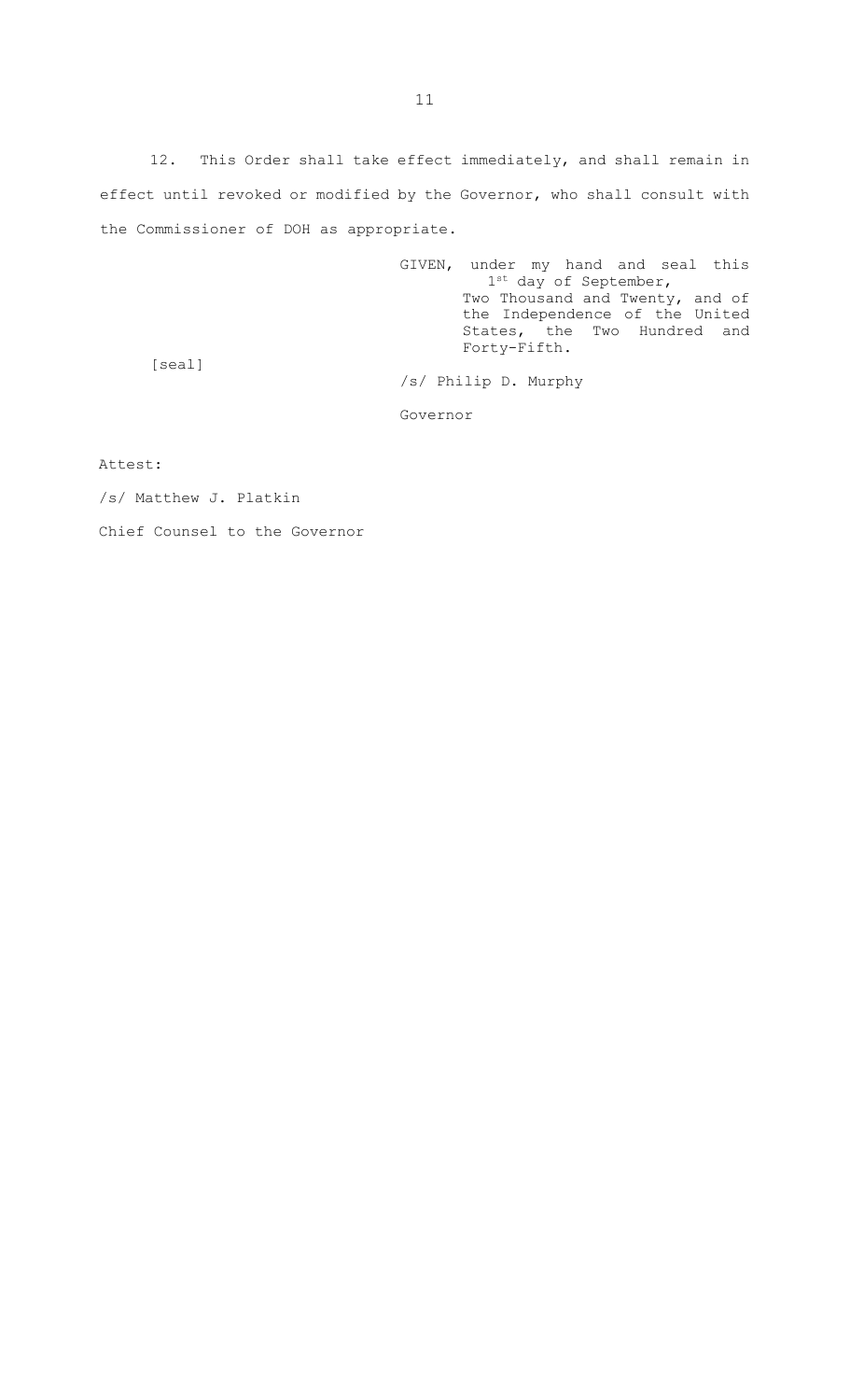12. This Order shall take effect immediately, and shall remain in effect until revoked or modified by the Governor, who shall consult with the Commissioner of DOH as appropriate.

GIVEN, under my hand and seal this 1st day of September, Two Thousand and Twenty, and of the Independence of the United States, the Two Hundred and Forty-Fifth.

[seal]

/s/ Philip D. Murphy

Governor

Attest:

/s/ Matthew J. Platkin

Chief Counsel to the Governor